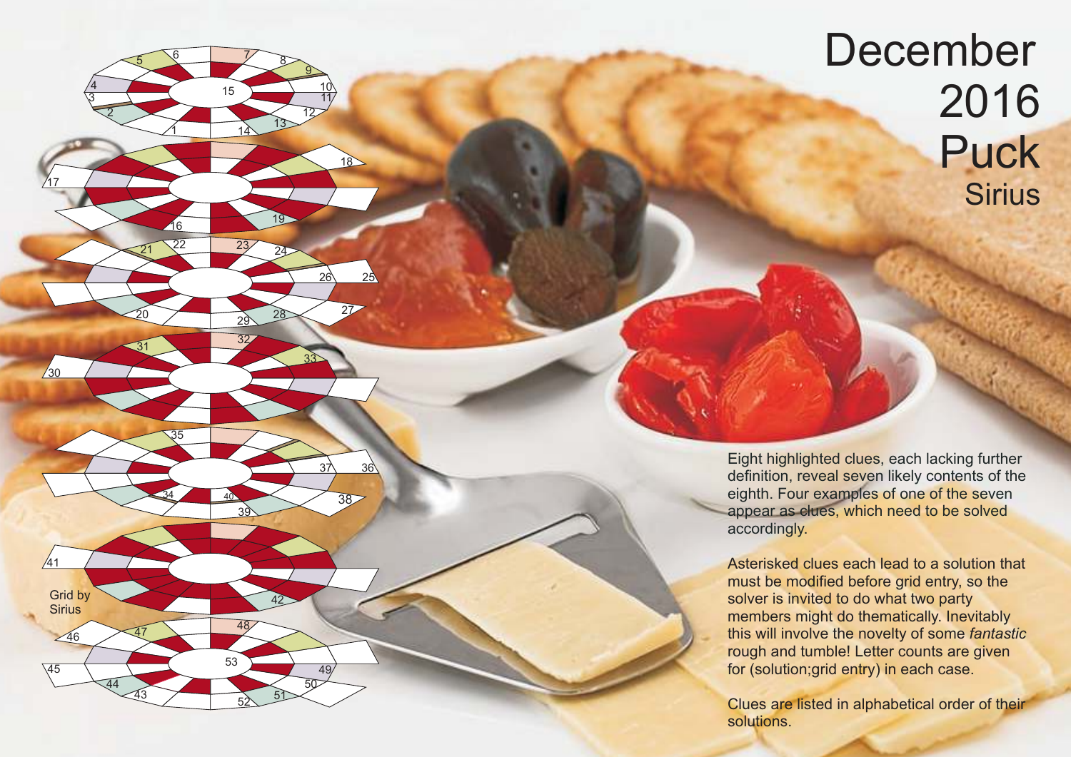# December 2016 Puck

## Sirius

Eight highlighted clues, each lacking further definition, reveal seven likely contents of the eighth. Four examples of one of the seven appear as clues, which need to be solved accordingly.

Asterisked clues each lead to a solution that must be modified before grid entry, so the solver is invited to do what two party members might do thematically. Inevitably this will involve the novelty of some *fantastic* rough and tumble! Letter counts are given for (solution;grid entry) in each case.

Clues are listed in alphabetical order of their solutions.

Grid by Sirius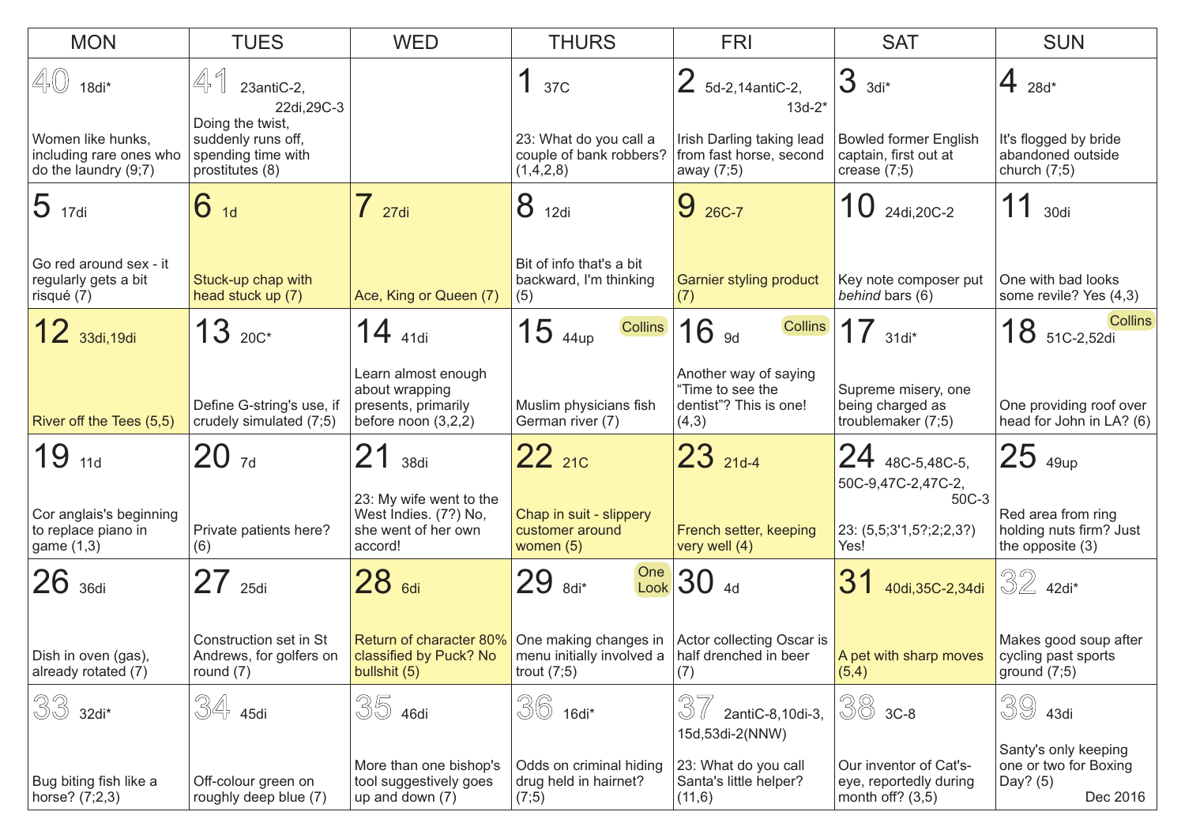| MON | TUES | WED | THURS | FRI | SAT | SUN |
|---|---|---|---|---|---|---|
| 40 18di* Women like hunks, including rare ones who do the laundry (9;7) | 41 23antiC-2, 22di,29C-3 Doing the twist, suddenly runs off, spending time with prostitutes (8) | | 1 37C 23: What do you call a couple of bank robbers? (1,4,2,8) | 2 5d-2,14antiC-2, 13d-2* Irish Darling taking lead from fast horse, second away (7;5) | 3 3di* Bowled former English captain, first out at crease (7;5) | 4 28d* It's flogged by bride abandoned outside church (7;5) |
| 5 17di Go red around sex - it regularly gets a bit risqué (7) | 6 1d Stuck-up chap with head stuck up (7) | 7 27di Ace, King or Queen (7) | 8 12di Bit of info that's a bit backward, I'm thinking (5) | 9 26C-7 Garnier styling product (7) | 10 24di,20C-2 Key note composer put *behind* bars (6) | 11 30di One with bad looks some revile? Yes (4,3) |
| 12 33di,19di River off the Tees (5,5) | 13 20C* Define G-string's use, if crudely simulated (7;5) | 14 41di Learn almost enough about wrapping presents, primarily before noon (3,2,2) | 15 44up Collins Muslim physicians fish German river (7) | 16 9d Collins Another way of saying "Time to see the dentist"? This is one! (4,3) | 17 31di* Supreme misery, one being charged as troublemaker (7;5) | 18 51C-2,52di Collins One providing roof over head for John in LA? (6) |
| 19 11d Cor anglais's beginning to replace piano in game (1,3) | 20 7d Private patients here? (6) | 21 38di 23: My wife went to the West Indies. (7?) No, she went of her own accord! | 22 21C Chap in suit - slippery customer around women (5) | 23 21d-4 French setter, keeping very well (4) | 24 48C-5,48C-5, 50C-9,47C-2,47C-2, 50C-3 23: (5,5;3'1,5?;2;2,3?) Yes! | 25 49up Red area from ring holding nuts firm? Just the opposite (3) |
| 26 36di Dish in oven (gas), already rotated (7) | 27 25di Construction set in St Andrews, for golfers on round (7) | 28 6di Return of character 80% classified by Puck? No bullshit (5) | 29 8di* One Look One making changes in menu initially involved a trout (7;5) | 30 4d Actor collecting Oscar is half drenched in beer (7) | 31 40di,35C-2,34di A pet with sharp moves (5,4) | 32 42di* Makes good soup after cycling past sports ground (7;5) |
| 33 32di* Bug biting fish like a horse? (7;2,3) | 34 45di Off-colour green on roughly deep blue (7) | 35 46di More than one bishop's tool suggestively goes up and down (7) | 36 16di* Odds on criminal hiding drug held in hairnet? (7;5) | 37 2antiC-8,10di-3, 15d,53di-2(NNW) 23: What do you call Santa's little helper? (11,6) | 38 3C-8 Our inventor of Cat's-eye, reportedly during month off? (3,5) | 39 43di Santy's only keeping one or two for Boxing Day? (5) Dec 2016 |